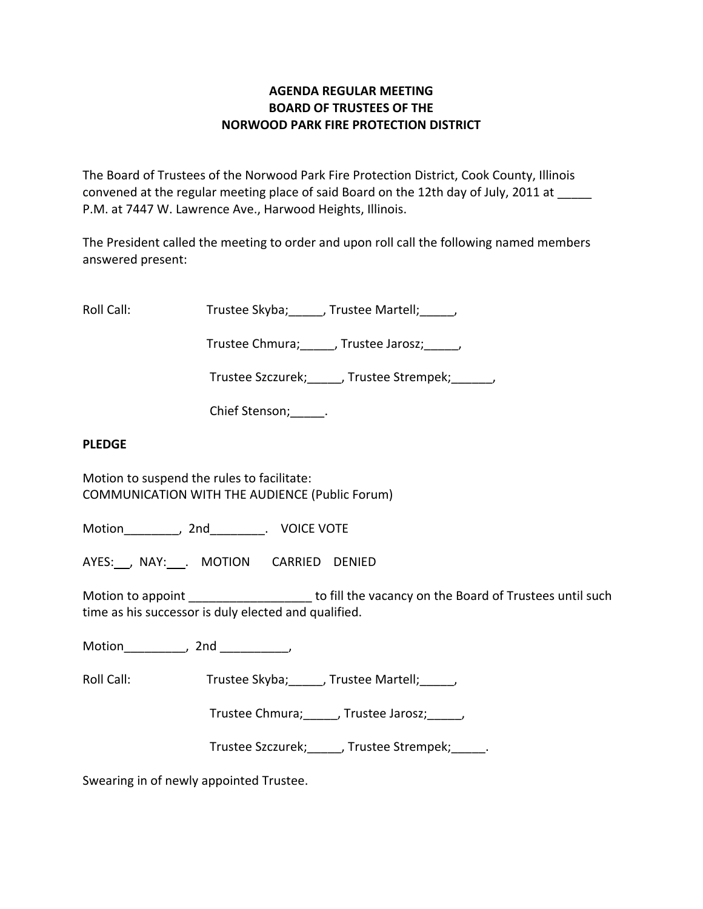**AGENDA REGULAR MEETING**
**BOARD OF TRUSTEES OF THE**
**NORWOOD PARK FIRE PROTECTION DISTRICT**

The Board of Trustees of the Norwood Park Fire Protection District, Cook County, Illinois convened at the regular meeting place of said Board on the 12th day of July, 2011 at _____ P.M. at 7447 W. Lawrence Ave., Harwood Heights, Illinois.

The President called the meeting to order and upon roll call the following named members answered present:

Roll Call: Trustee Skyba;_____, Trustee Martell;_____,

Trustee Chmura;_____, Trustee Jarosz;_____,

Trustee Szczurek;_____, Trustee Strempek;______,

Chief Stenson;_____.

**PLEDGE**

Motion to suspend the rules to facilitate:
COMMUNICATION WITH THE AUDIENCE (Public Forum)

Motion________, 2nd________. VOICE VOTE

AYES:___, NAY:___. MOTION CARRIED DENIED

Motion to appoint __________________ to fill the vacancy on the Board of Trustees until such time as his successor is duly elected and qualified.

Motion_________, 2nd __________,

Roll Call: Trustee Skyba;_____, Trustee Martell;_____,

Trustee Chmura;_____, Trustee Jarosz;_____,

Trustee Szczurek;_____, Trustee Strempek;_____.

Swearing in of newly appointed Trustee.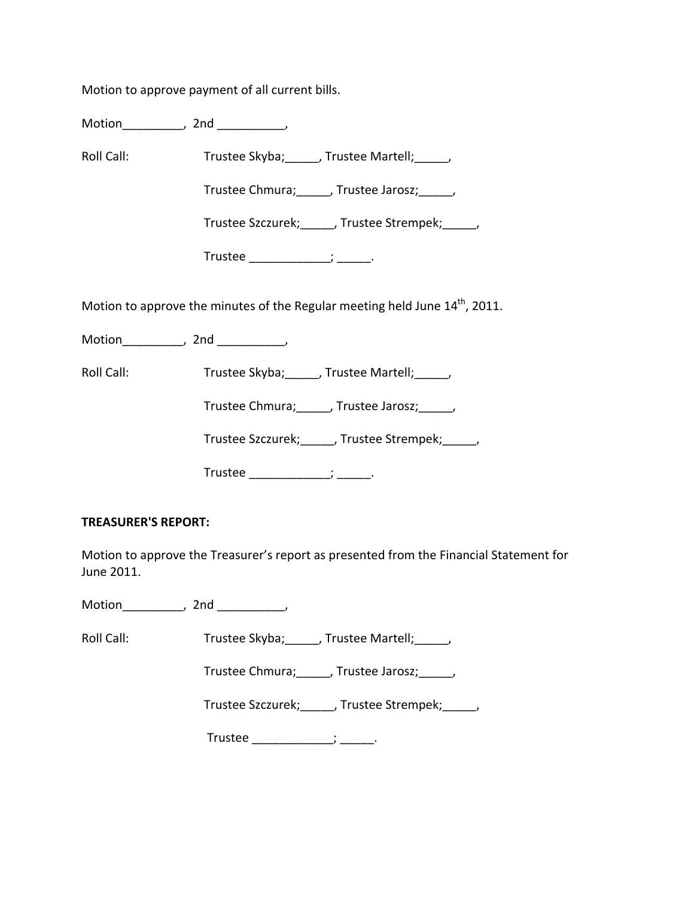Motion to approve payment of all current bills.

Motion_________, 2nd __________,

Roll Call: Trustee Skyba;_____, Trustee Martell;_____,

Trustee Chmura;_____, Trustee Jarosz;_____,

Trustee Szczurek;_____, Trustee Strempek;_____,

Trustee ____________; _____.

Motion to approve the minutes of the Regular meeting held June 14th, 2011.

Motion_________, 2nd __________,

Roll Call: Trustee Skyba;_____, Trustee Martell;_____,

Trustee Chmura;_____, Trustee Jarosz;_____,

Trustee Szczurek;_____, Trustee Strempek;_____,

Trustee ____________; _____.

**TREASURER'S REPORT:**

Motion to approve the Treasurer's report as presented from the Financial Statement for June 2011.

Motion_________, 2nd __________,

Roll Call: Trustee Skyba;_____, Trustee Martell;_____,

Trustee Chmura;_____, Trustee Jarosz;_____,

Trustee Szczurek;_____, Trustee Strempek;_____,

Trustee ____________; _____.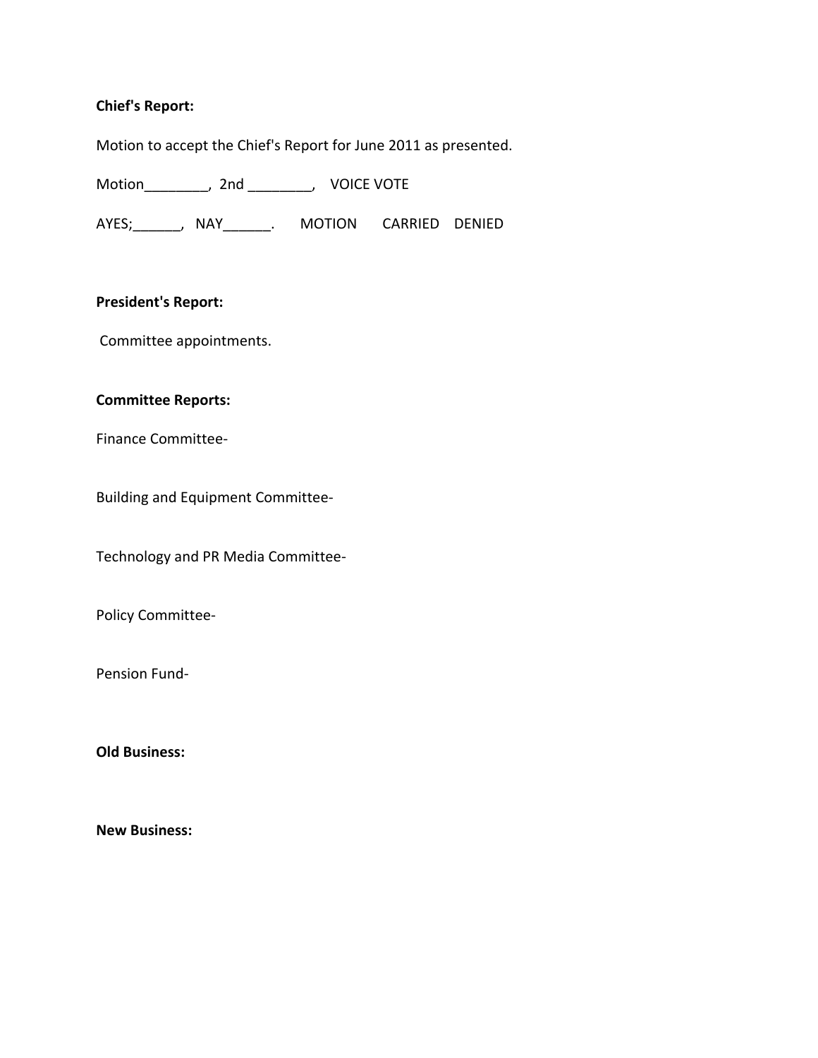**Chief's Report:**

Motion to accept the Chief's Report for June 2011 as presented.

Motion________, 2nd ________, VOICE VOTE

AYES;______, NAY______. MOTION CARRIED DENIED

**President's Report:**

Committee appointments.

**Committee Reports:**

Finance Committee-

Building and Equipment Committee-

Technology and PR Media Committee-

Policy Committee-

Pension Fund-

**Old Business:**

**New Business:**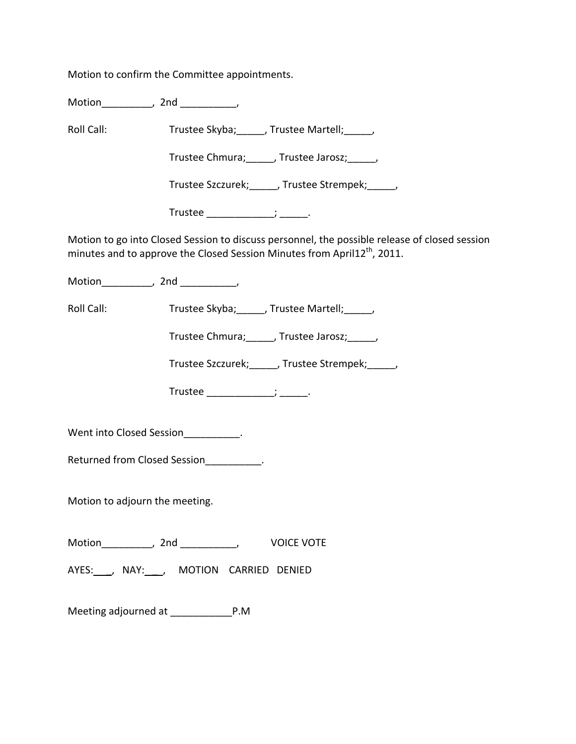Motion to confirm the Committee appointments.

Motion_________, 2nd __________,

Roll Call: Trustee Skyba;_____, Trustee Martell;_____,

Trustee Chmura;_____, Trustee Jarosz;_____,

Trustee Szczurek;_____, Trustee Strempek;_____,

Trustee ____________; _____.

Motion to go into Closed Session to discuss personnel, the possible release of closed session minutes and to approve the Closed Session Minutes from April12th, 2011.

Motion_________, 2nd __________,

Roll Call: Trustee Skyba;_____, Trustee Martell;_____,

Trustee Chmura;_____, Trustee Jarosz;_____,

Trustee Szczurek;_____, Trustee Strempek;_____,

Trustee ____________; _____.

Went into Closed Session__________.

Returned from Closed Session__________.

Motion to adjourn the meeting.

Motion_________, 2nd __________, VOICE VOTE

AYES:___, NAY:___, MOTION CARRIED DENIED

Meeting adjourned at ___________P.M